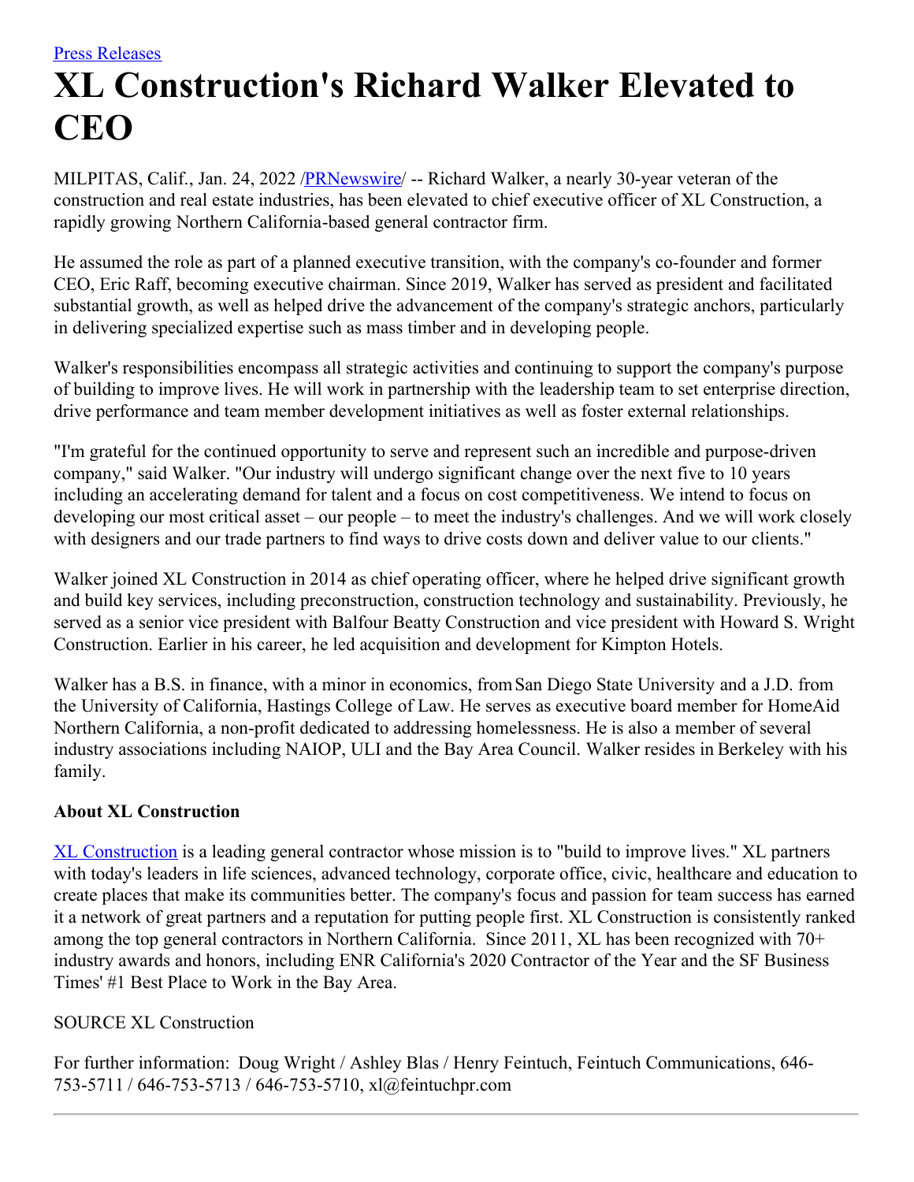[Press Releases]

# XL Construction's Richard Walker Elevated to CEO

MILPITAS, Calif., Jan. 24, 2022 /PRNewswire/ -- Richard Walker, a nearly 30-year veteran of the construction and real estate industries, has been elevated to chief executive officer of XL Construction, a rapidly growing Northern California-based general contractor firm.

He assumed the role as part of a planned executive transition, with the company's co-founder and former CEO, Eric Raff, becoming executive chairman. Since 2019, Walker has served as president and facilitated substantial growth, as well as helped drive the advancement of the company's strategic anchors, particularly in delivering specialized expertise such as mass timber and in developing people.

Walker's responsibilities encompass all strategic activities and continuing to support the company's purpose of building to improve lives. He will work in partnership with the leadership team to set enterprise direction, drive performance and team member development initiatives as well as foster external relationships.

"I'm grateful for the continued opportunity to serve and represent such an incredible and purpose-driven company," said Walker. "Our industry will undergo significant change over the next five to 10 years including an accelerating demand for talent and a focus on cost competitiveness. We intend to focus on developing our most critical asset – our people – to meet the industry's challenges. And we will work closely with designers and our trade partners to find ways to drive costs down and deliver value to our clients."

Walker joined XL Construction in 2014 as chief operating officer, where he helped drive significant growth and build key services, including preconstruction, construction technology and sustainability. Previously, he served as a senior vice president with Balfour Beatty Construction and vice president with Howard S. Wright Construction. Earlier in his career, he led acquisition and development for Kimpton Hotels.

Walker has a B.S. in finance, with a minor in economics, from San Diego State University and a J.D. from the University of California, Hastings College of Law. He serves as executive board member for HomeAid Northern California, a non-profit dedicated to addressing homelessness. He is also a member of several industry associations including NAIOP, ULI and the Bay Area Council. Walker resides in Berkeley with his family.

**About XL Construction**

XL Construction is a leading general contractor whose mission is to "build to improve lives." XL partners with today's leaders in life sciences, advanced technology, corporate office, civic, healthcare and education to create places that make its communities better. The company's focus and passion for team success has earned it a network of great partners and a reputation for putting people first. XL Construction is consistently ranked among the top general contractors in Northern California. Since 2011, XL has been recognized with 70+ industry awards and honors, including ENR California's 2020 Contractor of the Year and the SF Business Times' #1 Best Place to Work in the Bay Area.

SOURCE XL Construction

For further information: Doug Wright / Ashley Blas / Henry Feintuch, Feintuch Communications, 646-753-5711 / 646-753-5713 / 646-753-5710, xl@feintuchpr.com

---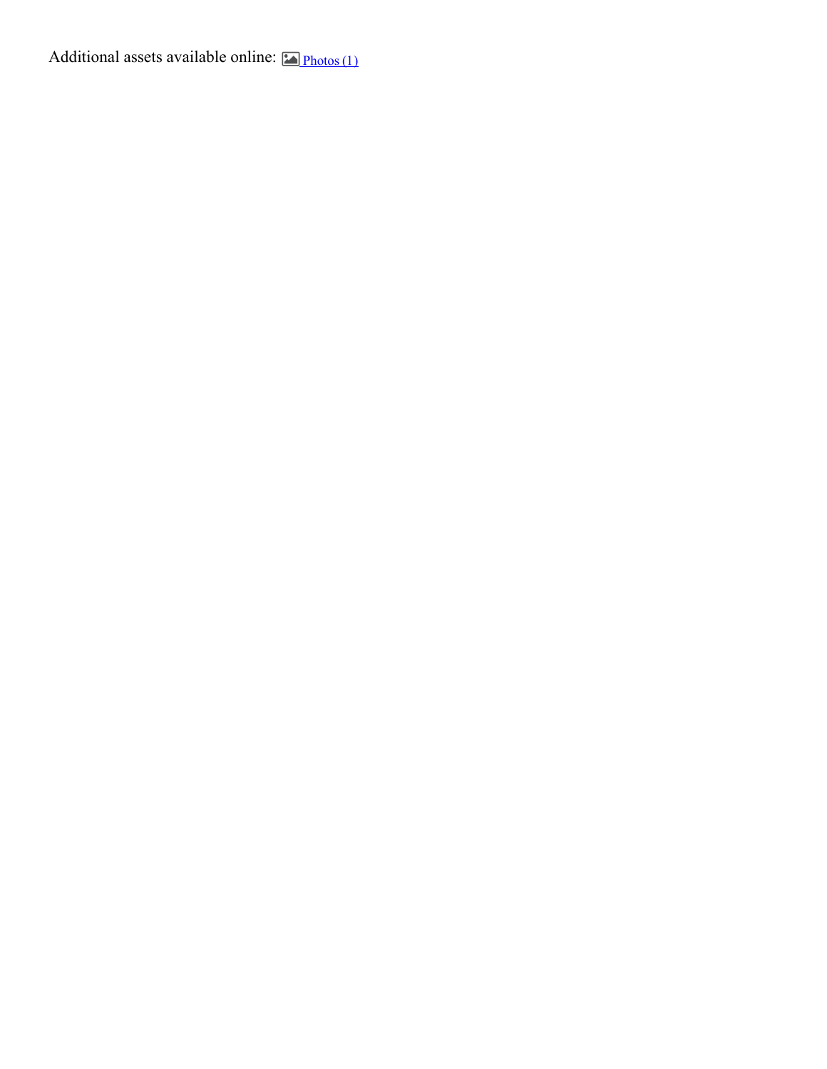Additional assets available online: Photos (1)